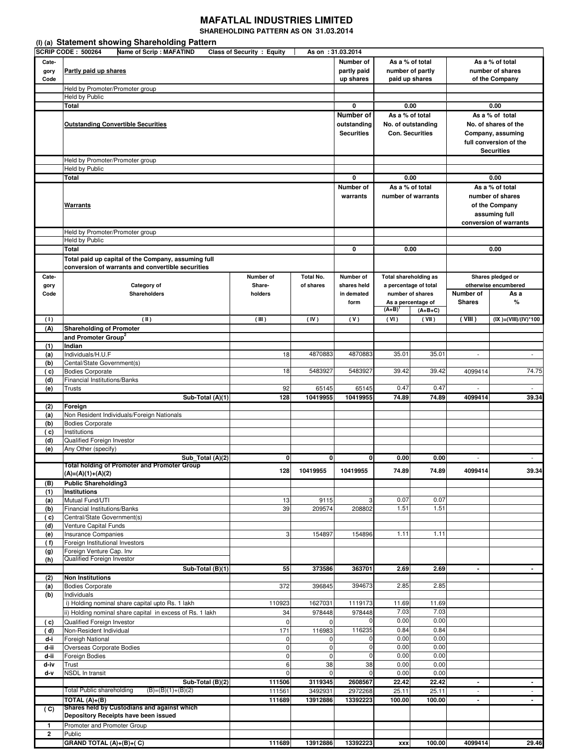# MAFATLAL INDUSTRIES LIMITED

**SHAREHOLDING PATTERN AS ON 31.03.2014**

## (I) (a) Statement showing Shareholding Pattern

**SCRIP CODE : 500264 | Name of Scrip : MAFATIND | Class of Security : Equity | As on : 31.03.2014**

| Category Code | Partly paid up shares | Number of partly paid up shares | As a % of total number of partly paid up shares | As a % of total number of shares of the Company |
|---|---|---|---|---|
| | Held by Promoter/Promoter group | | | |
| | Held by Public | | | |
| | **Total** | **0** | **0.00** | **0.00** |

| Category Code | Outstanding Convertible Securities | Number of outstanding Securities | As a % of total No. of outstanding Con. Securities | As a % of total No. of shares of the Company, assuming full conversion of the Securities |
|---|---|---|---|---|
| | Held by Promoter/Promoter group | | | |
| | Held by Public | | | |
| | **Total** | **0** | **0.00** | **0.00** |

| Category Code | Warrants | Number of warrants | As a % of total number of warrants | As a % of total number of shares of the Company assuming full conversion of warrants |
|---|---|---|---|---|
| | Held by Promoter/Promoter group | | | |
| | Held by Public | | | |
| | **Total** | **0** | **0.00** | **0.00** |

**Total paid up capital of the Company, assuming full conversion of warrants and convertible securities**

| Category Code | Category of Shareholders | Number of Share-holders | Total No. of shares | Number of shares held in demated form | Total shareholding as a percentage of total number of shares As a percentage of (A+B)[1] | (A+B+C) | Shares pledged or otherwise encumbered Number of Shares | As a % |
|---|---|---|---|---|---|---|---|---|
| (I) | (II) | (III) | (IV) | (V) | (VI) | (VII) | (VIII) | (IX)=(VIII)/(IV)*100 |
| **(A)** | **Shareholding of Promoter and Promoter Group[2]** | | | | | | | |
| **(1)** | **Indian** | | | | | | | |
| (a) | Individuals/H.U.F | 18 | 4870883 | 4870883 | 35.01 | 35.01 | - | - |
| (b) | Cental/State Government(s) | | | | | | | |
| (c) | Bodies Corporate | 18 | 5483927 | 5483927 | 39.42 | 39.42 | 4099414 | 74.75 |
| (d) | Financial Institutions/Banks | | | | | | | |
| (e) | Trusts | 92 | 65145 | 65145 | 0.47 | 0.47 | - | - |
| | **Sub-Total (A)(1)** | **128** | **10419955** | **10419955** | **74.89** | **74.89** | **4099414** | **39.34** |
| **(2)** | **Foreign** | | | | | | | |
| (a) | Non Resident Individuals/Foreign Nationals | | | | | | | |
| (b) | Bodies Corporate | | | | | | | |
| (c) | Institutions | | | | | | | |
| (d) | Qualified Foreign Investor | | | | | | | |
| (e) | Any Other (specify) | | | | | | | |
| | **Sub_Total (A)(2)** | **0** | **0** | **0** | **0.00** | **0.00** | - | - |
| | **Total holding of Promoter and Promoter Group (A)=(A)(1)+(A)(2)** | **128** | **10419955** | **10419955** | **74.89** | **74.89** | **4099414** | **39.34** |
| **(B)** | **Public Shareholding3** | | | | | | | |
| **(1)** | **Institutions** | | | | | | | |
| (a) | Mutual Fund/UTI | 13 | 9115 | 3 | 0.07 | 0.07 | | |
| (b) | Financial Institutions/Banks | 39 | 209574 | 208802 | 1.51 | 1.51 | | |
| (c) | Central/State Government(s) | | | | | | | |
| (d) | Venture Capital Funds | | | | | | | |
| (e) | Insurance Companies | 3 | 154897 | 154896 | 1.11 | 1.11 | | |
| (f) | Foreign Institutional Investors | | | | | | | |
| (g) | Foreign Venture Cap. Inv | | | | | | | |
| (h) | Qualified Foreign Investor | | | | | | | |
| | **Sub-Total (B)(1)** | **55** | **373586** | **363701** | **2.69** | **2.69** | **-** | **-** |
| **(2)** | **Non Institutions** | | | | | | | |
| (a) | Bodies Corporate | 372 | 396845 | 394673 | 2.85 | 2.85 | | |
| (b) | Individuals | | | | | | | |
| | i) Holding nominal share capital upto Rs. 1 lakh | 110923 | 1627031 | 1119173 | 11.69 | 11.69 | | |
| | ii) Holding nominal share capital in excess of Rs. 1 lakh | 34 | 978448 | 978448 | 7.03 | 7.03 | | |
| (c) | Qualified Foreign Investor | 0 | 0 | 0 | 0.00 | 0.00 | | |
| (d) | Non-Resident Individual | 171 | 116983 | 116235 | 0.84 | 0.84 | | |
| d-i | Foreigh National | 0 | 0 | 0 | 0.00 | 0.00 | | |
| d-ii | Overseas Corporate Bodies | 0 | 0 | 0 | 0.00 | 0.00 | | |
| d-ii | Foreign Bodies | 0 | 0 | 0 | 0.00 | 0.00 | | |
| d-iv | Trust | 6 | 38 | 38 | 0.00 | 0.00 | | |
| d-v | NSDL In transit | 0 | 0 | 0 | 0.00 | 0.00 | | |
| | **Sub-Total (B)(2)** | **111506** | **3119345** | **2608567** | **22.42** | **22.42** | **-** | **-** |
| | Total Public shareholding (B)=(B)(1)+(B)(2) | 111561 | 3492931 | 2972268 | 25.11 | 25.11 | - | - |
| | **TOTAL (A)+(B)** | **111689** | **13912886** | **13392223** | **100.00** | **100.00** | **-** | **-** |
| **(C)** | **Shares held by Custodians and against which Depository Receipts have been issued** | | | | | | | |
| **1** | Promoter and Promoter Group | | | | | | | |
| **2** | Public | | | | | | | |
| | **GRAND TOTAL (A)+(B)+(C)** | **111689** | **13912886** | **13392223** | **xxx** | **100.00** | **4099414** | **29.46** |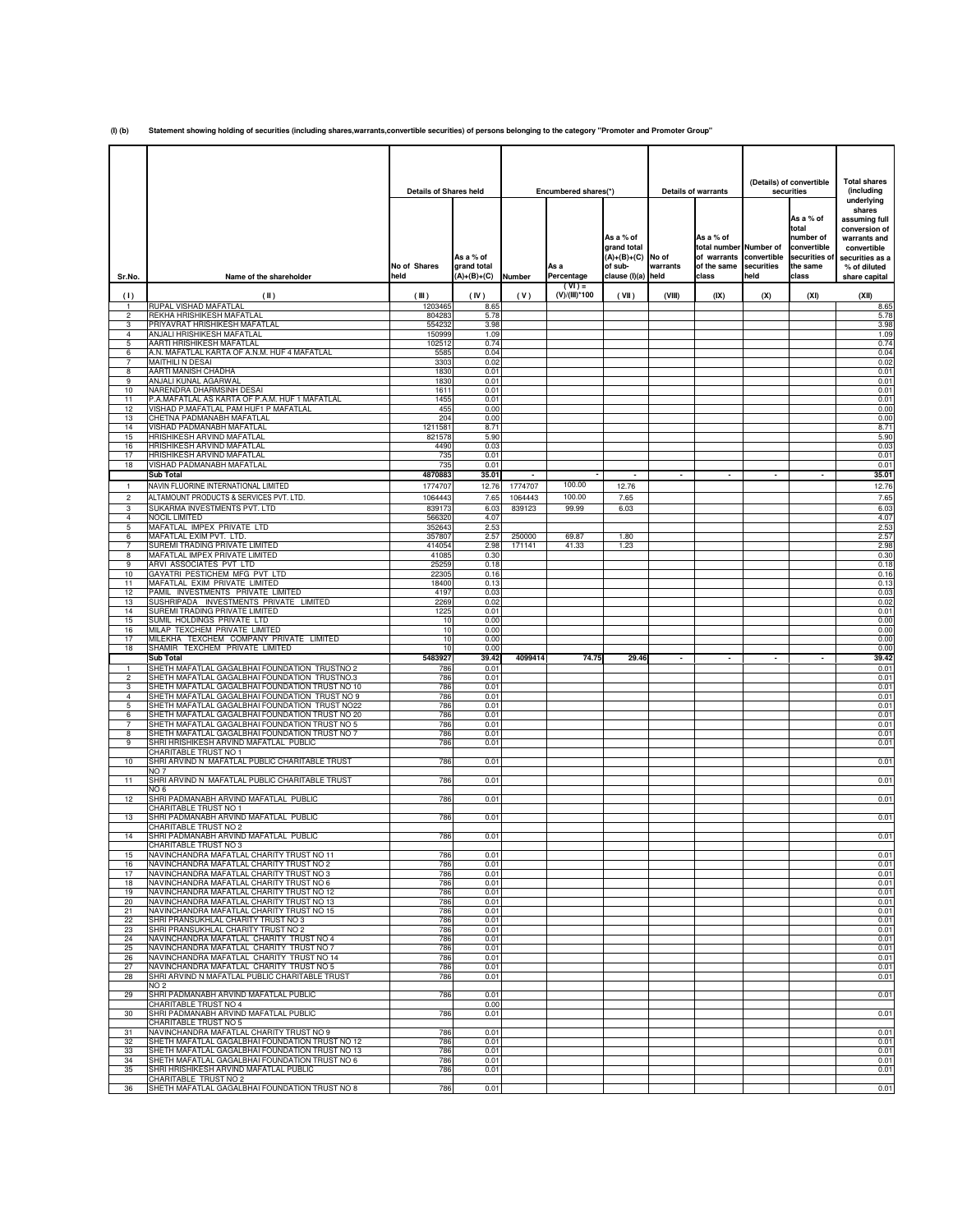(I) (b) Statement showing holding of securities (including shares,warrants,convertible securities) of persons belonging to the category "Promoter and Promoter Group"

| Sr.No. | Name of the shareholder | Details of Shares held | | Encumbered shares(*) | | | Details of warrants | | (Details) of convertible securities | | Total shares (including underlying shares assuming full conversion of warrants and convertible securities as a % of diluted share capital |
|---|---|---|---|---|---|---|---|---|---|---|---|
| | | No of Shares held | As a % of grand total (A)+(B)+(C) | Number | As a Percentage | As a % of grand total (A)+(B)+(C) of sub-clause (I)(a) | No of warrants held | As a % of total number of warrants of the same class | Number of convertible securities held | As a % of total number of convertible securities of the same class | |
| ( I ) | ( II ) | ( III ) | ( IV ) | ( V ) | ( VI ) = (V)/(III)*100 | ( VII ) | (VIII) | (IX) | (X) | (XI) | (XII) |
| 1 | RUPAL VISHAD MAFATLAL | 1203465 | 8.65 | | | | | | | | 8.65 |
| 2 | REKHA HRISHIKESH MAFATLAL | 804283 | 5.78 | | | | | | | | 5.78 |
| 3 | PRIYAVRAT HRISHIKESH MAFATLAL | 554232 | 3.98 | | | | | | | | 3.98 |
| 4 | ANJALI HRISHIKESH MAFATLAL | 150999 | 1.09 | | | | | | | | 1.09 |
| 5 | AARTI HRISHIKESH MAFATLAL | 102512 | 0.74 | | | | | | | | 0.74 |
| 6 | A.N. MAFATLAL KARTA OF A.N.M. HUF 4 MAFATLAL | 5585 | 0.04 | | | | | | | | 0.04 |
| 7 | MAITHILI N DESAI | 3303 | 0.02 | | | | | | | | 0.02 |
| 8 | AARTI MANISH CHADHA | 1830 | 0.01 | | | | | | | | 0.01 |
| 9 | ANJALI KUNAL AGARWAL | 1830 | 0.01 | | | | | | | | 0.01 |
| 10 | NARENDRA DHARMSINH DESAI | 1611 | 0.01 | | | | | | | | 0.01 |
| 11 | P.A.MAFATLAL AS KARTA OF P.A.M. HUF 1 MAFATLAL | 1455 | 0.01 | | | | | | | | 0.01 |
| 12 | VISHAD P.MAFATLAL PAM HUF1 P MAFATLAL | 455 | 0.00 | | | | | | | | 0.00 |
| 13 | CHETNA PADMANABH MAFATLAL | 204 | 0.00 | | | | | | | | 0.00 |
| 14 | VISHAD PADMANABH MAFATLAL | 1211581 | 8.71 | | | | | | | | 8.71 |
| 15 | HRISHIKESH ARVIND MAFATLAL | 821578 | 5.90 | | | | | | | | 5.90 |
| 16 | HRISHIKESH ARVIND MAFATLAL | 4490 | 0.03 | | | | | | | | 0.03 |
| 17 | HRISHIKESH ARVIND MAFATLAL | 735 | 0.01 | | | | | | | | 0.01 |
| 18 | VISHAD PADMANABH MAFATLAL | 735 | 0.01 | | | | | | | | 0.01 |
| | **Sub Total** | **4870883** | **35.01** | - | - | - | - | - | - | - | **35.01** |
| 1 | NAVIN FLUORINE INTERNATIONAL LIMITED | 1774707 | 12.76 | 1774707 | 100.00 | 12.76 | | | | | 12.76 |
| 2 | ALTAMOUNT PRODUCTS & SERVICES PVT. LTD. | 1064443 | 7.65 | 1064443 | 100.00 | 7.65 | | | | | 7.65 |
| 3 | SUKARMA INVESTMENTS PVT. LTD | 839173 | 6.03 | 839123 | 99.99 | 6.03 | | | | | 6.03 |
| 4 | NOCIL LIMITED | 566320 | 4.07 | | | | | | | | 4.07 |
| 5 | MAFATLAL IMPEX PRIVATE LTD | 352643 | 2.53 | | | | | | | | 2.53 |
| 6 | MAFATLAL EXIM PVT. LTD. | 357807 | 2.57 | 250000 | 69.87 | 1.80 | | | | | 2.57 |
| 7 | SUREMI TRADING PRIVATE LIMITED | 414054 | 2.98 | 171141 | 41.33 | 1.23 | | | | | 2.98 |
| 8 | MAFATLAL IMPEX PRIVATE LIMITED | 41085 | 0.30 | | | | | | | | 0.30 |
| 9 | ARVI ASSOCIATES PVT LTD | 25259 | 0.18 | | | | | | | | 0.18 |
| 10 | GAYATRI PESTICHEM MFG PVT LTD | 22305 | 0.16 | | | | | | | | 0.16 |
| 11 | MAFATLAL EXIM PRIVATE LIMITED | 18400 | 0.13 | | | | | | | | 0.13 |
| 12 | PAMIL INVESTMENTS PRIVATE LIMITED | 4197 | 0.03 | | | | | | | | 0.03 |
| 13 | SUSHRIPADA INVESTMENTS PRIVATE LIMITED | 2269 | 0.02 | | | | | | | | 0.02 |
| 14 | SUREMI TRADING PRIVATE LIMITED | 1225 | 0.01 | | | | | | | | 0.01 |
| 15 | SUMIL HOLDINGS PRIVATE LTD | 10 | 0.00 | | | | | | | | 0.00 |
| 16 | MILAP TEXCHEM PRIVATE LIMITED | 10 | 0.00 | | | | | | | | 0.00 |
| 17 | MILEKHA TEXCHEM COMPANY PRIVATE LIMITED | 10 | 0.00 | | | | | | | | 0.00 |
| 18 | SHAMIR TEXCHEM PRIVATE LIMITED | 10 | 0.00 | | | | | | | | 0.00 |
| | **Sub Total** | **5483927** | **39.42** | **4099414** | **74.75** | **29.46** | - | - | - | - | **39.42** |
| 1 | SHETH MAFATLAL GAGALBHAI FOUNDATION TRUSTNO 2 | 786 | 0.01 | | | | | | | | 0.01 |
| 2 | SHETH MAFATLAL GAGALBHAI FOUNDATION TRUSTNO.3 | 786 | 0.01 | | | | | | | | 0.01 |
| 3 | SHETH MAFATLAL GAGALBHAI FOUNDATION TRUST NO 10 | 786 | 0.01 | | | | | | | | 0.01 |
| 4 | SHETH MAFATLAL GAGALBHAI FOUNDATION TRUST NO 9 | 786 | 0.01 | | | | | | | | 0.01 |
| 5 | SHETH MAFATLAL GAGALBHAI FOUNDATION TRUST NO22 | 786 | 0.01 | | | | | | | | 0.01 |
| 6 | SHETH MAFATLAL GAGALBHAI FOUNDATION TRUST NO 20 | 786 | 0.01 | | | | | | | | 0.01 |
| 7 | SHETH MAFATLAL GAGALBHAI FOUNDATION TRUST NO 5 | 786 | 0.01 | | | | | | | | 0.01 |
| 8 | SHETH MAFATLAL GAGALBHAI FOUNDATION TRUST NO 7 | 786 | 0.01 | | | | | | | | 0.01 |
| 9 | SHRI HRISHIKESH ARVIND MAFATLAL PUBLIC CHARITABLE TRUST NO 1 | 786 | 0.01 | | | | | | | | 0.01 |
| 10 | SHRI ARVIND N MAFATLAL PUBLIC CHARITABLE TRUST NO 7 | 786 | 0.01 | | | | | | | | 0.01 |
| 11 | SHRI ARVIND N MAFATLAL PUBLIC CHARITABLE TRUST NO 6 | 786 | 0.01 | | | | | | | | 0.01 |
| 12 | SHRI PADMANABH ARVIND MAFATLAL PUBLIC CHARITABLE TRUST NO 1 | 786 | 0.01 | | | | | | | | 0.01 |
| 13 | SHRI PADMANABH ARVIND MAFATLAL PUBLIC CHARITABLE TRUST NO 2 | 786 | 0.01 | | | | | | | | 0.01 |
| 14 | SHRI PADMANABH ARVIND MAFATLAL PUBLIC CHARITABLE TRUST NO 3 | 786 | 0.01 | | | | | | | | 0.01 |
| 15 | NAVINCHANDRA MAFATLAL CHARITY TRUST NO 11 | 786 | 0.01 | | | | | | | | 0.01 |
| 16 | NAVINCHANDRA MAFATLAL CHARITY TRUST NO 2 | 786 | 0.01 | | | | | | | | 0.01 |
| 17 | NAVINCHANDRA MAFATLAL CHARITY TRUST NO 3 | 786 | 0.01 | | | | | | | | 0.01 |
| 18 | NAVINCHANDRA MAFATLAL CHARITY TRUST NO 6 | 786 | 0.01 | | | | | | | | 0.01 |
| 19 | NAVINCHANDRA MAFATLAL CHARITY TRUST NO 12 | 786 | 0.01 | | | | | | | | 0.01 |
| 20 | NAVINCHANDRA MAFATLAL CHARITY TRUST NO 13 | 786 | 0.01 | | | | | | | | 0.01 |
| 21 | NAVINCHANDRA MAFATLAL CHARITY TRUST NO 15 | 786 | 0.01 | | | | | | | | 0.01 |
| 22 | SHRI PRANSUKHLAL CHARITY TRUST NO 3 | 786 | 0.01 | | | | | | | | 0.01 |
| 23 | SHRI PRANSUKHLAL CHARITY TRUST NO 2 | 786 | 0.01 | | | | | | | | 0.01 |
| 24 | NAVINCHANDRA MAFATLAL CHARITY TRUST NO 4 | 786 | 0.01 | | | | | | | | 0.01 |
| 25 | NAVINCHANDRA MAFATLAL CHARITY TRUST NO 7 | 786 | 0.01 | | | | | | | | 0.01 |
| 26 | NAVINCHANDRA MAFATLAL CHARITY TRUST NO 14 | 786 | 0.01 | | | | | | | | 0.01 |
| 27 | NAVINCHANDRA MAFATLAL CHARITY TRUST NO 5 | 786 | 0.01 | | | | | | | | 0.01 |
| 28 | SHRI ARVIND N MAFATLAL PUBLIC CHARITABLE TRUST NO 2 | 786 | 0.01 | | | | | | | | 0.01 |
| 29 | SHRI PADMANABH ARVIND MAFATLAL PUBLIC CHARITABLE TRUST NO 4 | 786 | 0.01 | | | | | | | | 0.01 |
| | | | 0.00 | | | | | | | | |
| 30 | SHRI PADMANABH ARVIND MAFATLAL PUBLIC CHARITABLE TRUST NO 5 | 786 | 0.01 | | | | | | | | 0.01 |
| 31 | NAVINCHANDRA MAFATLAL CHARITY TRUST NO 9 | 786 | 0.01 | | | | | | | | 0.01 |
| 32 | SHETH MAFATLAL GAGALBHAI FOUNDATION TRUST NO 12 | 786 | 0.01 | | | | | | | | 0.01 |
| 33 | SHETH MAFATLAL GAGALBHAI FOUNDATION TRUST NO 13 | 786 | 0.01 | | | | | | | | 0.01 |
| 34 | SHETH MAFATLAL GAGALBHAI FOUNDATION TRUST NO 6 | 786 | 0.01 | | | | | | | | 0.01 |
| 35 | SHRI HRISHIKESH ARVIND MAFATLAL PUBLIC CHARITABLE TRUST NO 2 | 786 | 0.01 | | | | | | | | 0.01 |
| 36 | SHETH MAFATLAL GAGALBHAI FOUNDATION TRUST NO 8 | 786 | 0.01 | | | | | | | | 0.01 |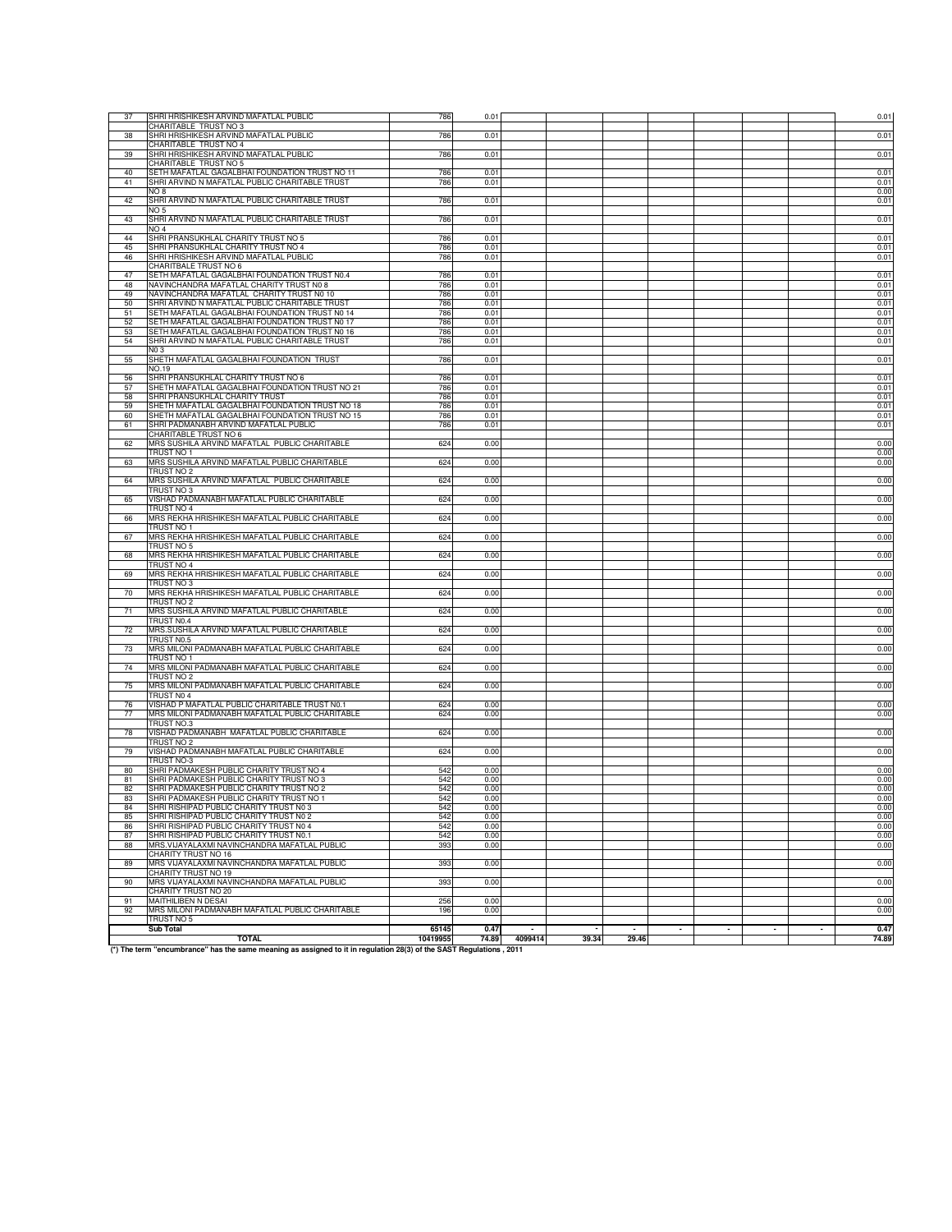| | | | | | | | | | | | |
|---|---|---|---|---|---|---|---|---|---|---|---|
| 37 | SHRI HRISHIKESH ARVIND MAFATLAL PUBLIC CHARITABLE TRUST NO 3 | 786 | 0.01 | | | | | | | | 0.01 |
| 38 | SHRI HRISHIKESH ARVIND MAFATLAL PUBLIC CHARITABLE TRUST NO 4 | 786 | 0.01 | | | | | | | | 0.01 |
| 39 | SHRI HRISHIKESH ARVIND MAFATLAL PUBLIC CHARITABLE TRUST NO 5 | 786 | 0.01 | | | | | | | | 0.01 |
| 40 | SETH MAFATLAL GAGALBHAI FOUNDATION TRUST NO 11 | 786 | 0.01 | | | | | | | | 0.01 |
| 41 | SHRI ARVIND N MAFATLAL PUBLIC CHARITABLE TRUST NO 8 | 786 | 0.01 | | | | | | | | 0.01 |
| 42 | SHRI ARVIND N MAFATLAL PUBLIC CHARITABLE TRUST NO 5 | 786 | 0.01 | | | | | | | | 0.01 |
| 43 | SHRI ARVIND N MAFATLAL PUBLIC CHARITABLE TRUST NO 4 | 786 | 0.01 | | | | | | | | 0.01 |
| 44 | SHRI PRANSUKHLAL CHARITY TRUST NO 5 | 786 | 0.01 | | | | | | | | 0.01 |
| 45 | SHRI PRANSUKHLAL CHARITY TRUST NO 4 | 786 | 0.01 | | | | | | | | 0.01 |
| 46 | SHRI HRISHIKESH ARVIND MAFATLAL PUBLIC CHARITBALE TRUST NO 6 | 786 | 0.01 | | | | | | | | 0.01 |
| 47 | SETH MAFATLAL GAGALBHAI FOUNDATION TRUST N0.4 | 786 | 0.01 | | | | | | | | 0.01 |
| 48 | NAVINCHANDRA MAFATLAL CHARITY TRUST N0 8 | 786 | 0.01 | | | | | | | | 0.01 |
| 49 | NAVINCHANDRA MAFATLAL CHARITY TRUST N0 10 | 786 | 0.01 | | | | | | | | 0.01 |
| 50 | SHRI ARVIND N MAFATLAL PUBLIC CHARITABLE TRUST | 786 | 0.01 | | | | | | | | 0.01 |
| 51 | SETH MAFATLAL GAGALBHAI FOUNDATION TRUST N0 14 | 786 | 0.01 | | | | | | | | 0.01 |
| 52 | SETH MAFATLAL GAGALBHAI FOUNDATION TRUST N0 17 | 786 | 0.01 | | | | | | | | 0.01 |
| 53 | SETH MAFATLAL GAGALBHAI FOUNDATION TRUST N0 16 | 786 | 0.01 | | | | | | | | 0.01 |
| 54 | SHRI ARVIND N MAFATLAL PUBLIC CHARITABLE TRUST N0 3 | 786 | 0.01 | | | | | | | | 0.01 |
| 55 | SHETH MAFATLAL GAGALBHAI FOUNDATION TRUST NO.19 | 786 | 0.01 | | | | | | | | 0.01 |
| 56 | SHRI PRANSUKHLAL CHARITY TRUST NO 6 | 786 | 0.01 | | | | | | | | 0.01 |
| 57 | SHETH MAFATLAL GAGALBHAI FOUNDATION TRUST NO 21 | 786 | 0.01 | | | | | | | | 0.01 |
| 58 | SHRI PRANSUKHLAL CHARITY TRUST | 786 | 0.01 | | | | | | | | 0.01 |
| 59 | SHETH MAFATLAL GAGALBHAI FOUNDATION TRUST NO 18 | 786 | 0.01 | | | | | | | | 0.01 |
| 60 | SHETH MAFATLAL GAGALBHAI FOUNDATION TRUST NO 15 | 786 | 0.01 | | | | | | | | 0.01 |
| 61 | SHRI PADMANABH ARVIND MAFATLAL PUBLIC CHARITABLE TRUST NO 6 | 786 | 0.01 | | | | | | | | 0.01 |
| 62 | MRS SUSHILA ARVIND MAFATLAL PUBLIC CHARITABLE TRUST NO 1 | 624 | 0.00 | | | | | | | | 0.00 |
| 63 | MRS SUSHILA ARVIND MAFATLAL PUBLIC CHARITABLE TRUST NO 2 | 624 | 0.00 | | | | | | | | 0.00 |
| 64 | MRS SUSHILA ARVIND MAFATLAL PUBLIC CHARITABLE TRUST NO 3 | 624 | 0.00 | | | | | | | | 0.00 |
| 65 | VISHAD PADMANABH MAFATLAL PUBLIC CHARITABLE TRUST NO 4 | 624 | 0.00 | | | | | | | | 0.00 |
| 66 | MRS REKHA HRISHIKESH MAFATLAL PUBLIC CHARITABLE TRUST NO 1 | 624 | 0.00 | | | | | | | | 0.00 |
| 67 | MRS REKHA HRISHIKESH MAFATLAL PUBLIC CHARITABLE TRUST NO 5 | 624 | 0.00 | | | | | | | | 0.00 |
| 68 | MRS REKHA HRISHIKESH MAFATLAL PUBLIC CHARITABLE TRUST NO 4 | 624 | 0.00 | | | | | | | | 0.00 |
| 69 | MRS REKHA HRISHIKESH MAFATLAL PUBLIC CHARITABLE TRUST NO 3 | 624 | 0.00 | | | | | | | | 0.00 |
| 70 | MRS REKHA HRISHIKESH MAFATLAL PUBLIC CHARITABLE TRUST NO 2 | 624 | 0.00 | | | | | | | | 0.00 |
| 71 | MRS SUSHILA ARVIND MAFATLAL PUBLIC CHARITABLE TRUST N0.4 | 624 | 0.00 | | | | | | | | 0.00 |
| 72 | MRS.SUSHILA ARVIND MAFATLAL PUBLIC CHARITABLE TRUST N0.5 | 624 | 0.00 | | | | | | | | 0.00 |
| 73 | MRS MILONI PADMANABH MAFATLAL PUBLIC CHARITABLE TRUST NO 1 | 624 | 0.00 | | | | | | | | 0.00 |
| 74 | MRS MILONI PADMANABH MAFATLAL PUBLIC CHARITABLE TRUST NO 2 | 624 | 0.00 | | | | | | | | 0.00 |
| 75 | MRS MILONI PADMANABH MAFATLAL PUBLIC CHARITABLE TRUST N0 4 | 624 | 0.00 | | | | | | | | 0.00 |
| 76 | VISHAD P MAFATLAL PUBLIC CHARITABLE TRUST N0.1 | 624 | 0.00 | | | | | | | | 0.00 |
| 77 | MRS MILONI PADMANABH MAFATLAL PUBLIC CHARITABLE TRUST NO.3 | 624 | 0.00 | | | | | | | | 0.00 |
| 78 | VISHAD PADMANABH MAFATLAL PUBLIC CHARITABLE TRUST NO 2 | 624 | 0.00 | | | | | | | | 0.00 |
| 79 | VISHAD PADMANABH MAFATLAL PUBLIC CHARITABLE TRUST NO-3 | 624 | 0.00 | | | | | | | | 0.00 |
| 80 | SHRI PADMAKESH PUBLIC CHARITY TRUST NO 4 | 542 | 0.00 | | | | | | | | 0.00 |
| 81 | SHRI PADMAKESH PUBLIC CHARITY TRUST NO 3 | 542 | 0.00 | | | | | | | | 0.00 |
| 82 | SHRI PADMAKESH PUBLIC CHARITY TRUST NO 2 | 542 | 0.00 | | | | | | | | 0.00 |
| 83 | SHRI PADMAKESH PUBLIC CHARITY TRUST NO 1 | 542 | 0.00 | | | | | | | | 0.00 |
| 84 | SHRI RISHIPAD PUBLIC CHARITY TRUST N0 3 | 542 | 0.00 | | | | | | | | 0.00 |
| 85 | SHRI RISHIPAD PUBLIC CHARITY TRUST N0 2 | 542 | 0.00 | | | | | | | | 0.00 |
| 86 | SHRI RISHIPAD PUBLIC CHARITY TRUST N0 4 | 542 | 0.00 | | | | | | | | 0.00 |
| 87 | SHRI RISHIPAD PUBLIC CHARITY TRUST N0.1 | 542 | 0.00 | | | | | | | | 0.00 |
| 88 | MRS.VIJAYALAXMI NAVINCHANDRA MAFATLAL PUBLIC CHARITY TRUST NO 16 | 393 | 0.00 | | | | | | | | 0.00 |
| 89 | MRS VIJAYALAXMI NAVINCHANDRA MAFATLAL PUBLIC CHARITY TRUST NO 19 | 393 | 0.00 | | | | | | | | 0.00 |
| 90 | MRS VIJAYALAXMI NAVINCHANDRA MAFATLAL PUBLIC CHARITY TRUST NO 20 | 393 | 0.00 | | | | | | | | 0.00 |
| 91 | MAITHILIBEN N DESAI | 256 | 0.00 | | | | | | | | 0.00 |
| 92 | MRS MILONI PADMANABH MAFATLAL PUBLIC CHARITABLE TRUST NO 5 | 196 | 0.00 | | | | | | | | 0.00 |
| | **Sub Total** | **65145** | **0.47** | **-** | **-** | **-** | **-** | **-** | **-** | **-** | **0.47** |
| | **TOTAL** | **10419955** | **74.89** | **4099414** | **39.34** | **29.46** | | | | | **74.89** |

**(\*) The term "encumbrance" has the same meaning as assigned to it in regulation 28(3) of the SAST Regulations , 2011**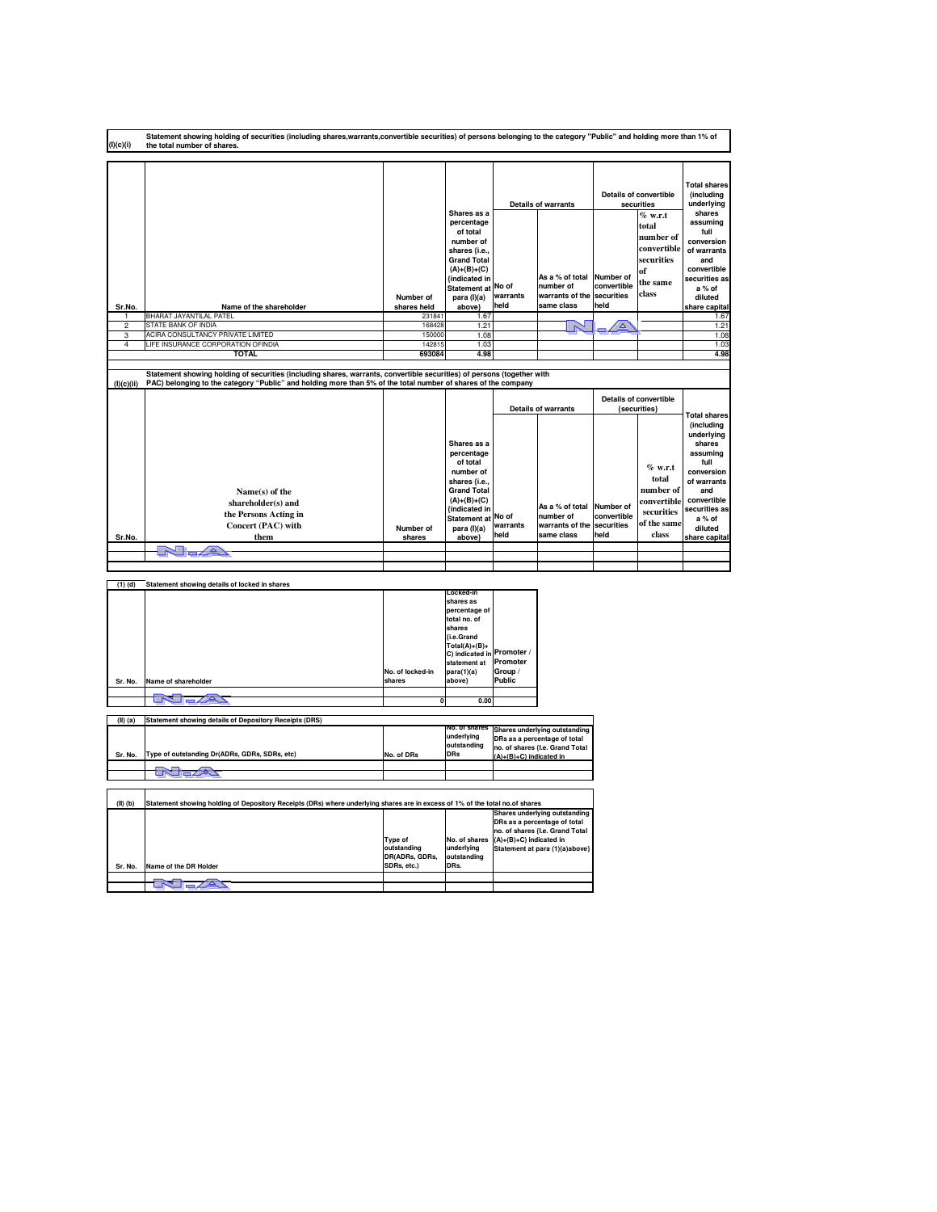**(I)(c)(i)** Statement showing holding of securities (including shares,warrants,convertible securities) of persons belonging to the category "Public" and holding more than 1% of the total number of shares.

| Sr.No. | Name of the shareholder | Number of shares held | Shares as a percentage of total number of shares {i.e., Grand Total (A)+(B)+(C) indicated in Statement at para (I)(a) above} | Details of warrants | | Details of convertible securities | | Total shares (including underlying shares assuming full conversion of warrants and convertible securities as a % of diluted share capital |
|---|---|---|---|---|---|---|---|---|
| | | | | No of warrants held | As a % of total number of warrants of the same class | Number of convertible securities held | % w.r.t total number of convertible securities of the same class | |
| 1 | BHARAT JAYANTILAL PATEL | 231841 | 1.67 | | | | | 1.67 |
| 2 | STATE BANK OF INDIA | 168428 | 1.21 | | N.A | | | 1.21 |
| 3 | ACIRA CONSULTANCY PRIVATE LIMITED | 150000 | 1.08 | | | | | 1.08 |
| 4 | LIFE INSURANCE CORPORATION OFINDIA | 142815 | 1.03 | | | | | 1.03 |
| | **TOTAL** | **693084** | **4.98** | | | | | **4.98** |

**(I)(c)(ii)** Statement showing holding of securities (including shares, warrants, convertible securities) of persons (together with PAC) belonging to the category "Public" and holding more than 5% of the total number of shares of the company

| Sr.No. | Name(s) of the shareholder(s) and the Persons Acting in Concert (PAC) with them | Number of shares | Shares as a percentage of total number of shares {i.e., Grand Total (A)+(B)+(C) indicated in Statement at para (I)(a) above} | Details of warrants | | Details of convertible {securities} | | Total shares (including underlying shares assuming full conversion of warrants and convertible securities as a % of diluted share capital |
|---|---|---|---|---|---|---|---|---|
| | | | | No of warrants held | As a % of total number of warrants of the same class | Number of convertible securities held | % w.r.t total number of convertible securities of the same class | |
| | N.A | | | | | | | |

**(1) (d)** Statement showing details of locked in shares

| Sr. No. | Name of shareholder | No. of locked-in shares | Locked-in shares as percentage of total no. of shares (i.e.Grand Total(A)+(B)+C) indicated in statement at para(1)(a) above) | Promoter / Promoter Group / Public |
|---|---|---|---|---|
| | N.A | 0 | 0.00 | |

**(II) (a)** Statement showing details of Depository Receipts (DRS)

| Sr. No. | Type of outstanding Dr(ADRs, GDRs, SDRs, etc) | No. of DRs | No. of shares underlying outstanding DRs | Shares underlying outstanding DRs as a percentage of total no. of shares (I.e. Grand Total (A)+(B)+C) indicated in |
|---|---|---|---|---|
| | N.A | | | |

**(II) (b)** Statement showing holding of Depository Receipts (DRs) where underlying shares are in excess of 1% of the total no.of shares

| Sr. No. | Name of the DR Holder | Type of outstanding DR(ADRs, GDRs, SDRs, etc.) | No. of shares underlying outstanding DRs. | Shares underlying outstanding DRs as a percentage of total no. of shares (I.e. Grand Total (A)+(B)+C) indicated in Statement at para (1)(a)above) |
|---|---|---|---|---|
| | N.A | | | |